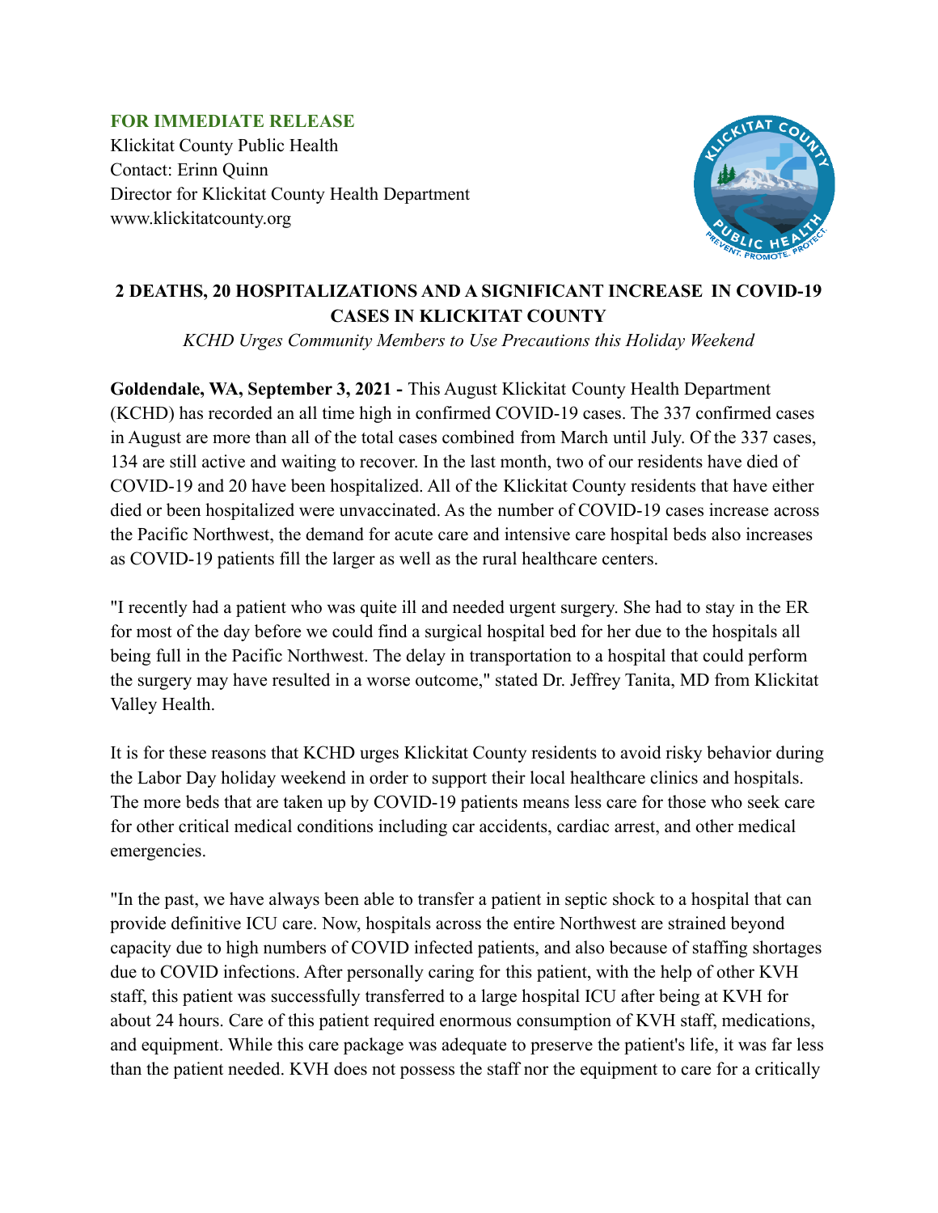**FOR IMMEDIATE RELEASE**

Klickitat County Public Health
Contact: Erinn Quinn
Director for Klickitat County Health Department
www.klickitatcounty.org

## 2 DEATHS, 20 HOSPITALIZATIONS AND A SIGNIFICANT INCREASE IN COVID-19 CASES IN KLICKITAT COUNTY

*KCHD Urges Community Members to Use Precautions this Holiday Weekend*

**Goldendale, WA, September 3, 2021 -** This August Klickitat County Health Department (KCHD) has recorded an all time high in confirmed COVID-19 cases. The 337 confirmed cases in August are more than all of the total cases combined from March until July. Of the 337 cases, 134 are still active and waiting to recover. In the last month, two of our residents have died of COVID-19 and 20 have been hospitalized. All of the Klickitat County residents that have either died or been hospitalized were unvaccinated. As the number of COVID-19 cases increase across the Pacific Northwest, the demand for acute care and intensive care hospital beds also increases as COVID-19 patients fill the larger as well as the rural healthcare centers.

"I recently had a patient who was quite ill and needed urgent surgery. She had to stay in the ER for most of the day before we could find a surgical hospital bed for her due to the hospitals all being full in the Pacific Northwest. The delay in transportation to a hospital that could perform the surgery may have resulted in a worse outcome," stated Dr. Jeffrey Tanita, MD from Klickitat Valley Health.

It is for these reasons that KCHD urges Klickitat County residents to avoid risky behavior during the Labor Day holiday weekend in order to support their local healthcare clinics and hospitals. The more beds that are taken up by COVID-19 patients means less care for those who seek care for other critical medical conditions including car accidents, cardiac arrest, and other medical emergencies.

"In the past, we have always been able to transfer a patient in septic shock to a hospital that can provide definitive ICU care. Now, hospitals across the entire Northwest are strained beyond capacity due to high numbers of COVID infected patients, and also because of staffing shortages due to COVID infections. After personally caring for this patient, with the help of other KVH staff, this patient was successfully transferred to a large hospital ICU after being at KVH for about 24 hours. Care of this patient required enormous consumption of KVH staff, medications, and equipment. While this care package was adequate to preserve the patient's life, it was far less than the patient needed. KVH does not possess the staff nor the equipment to care for a critically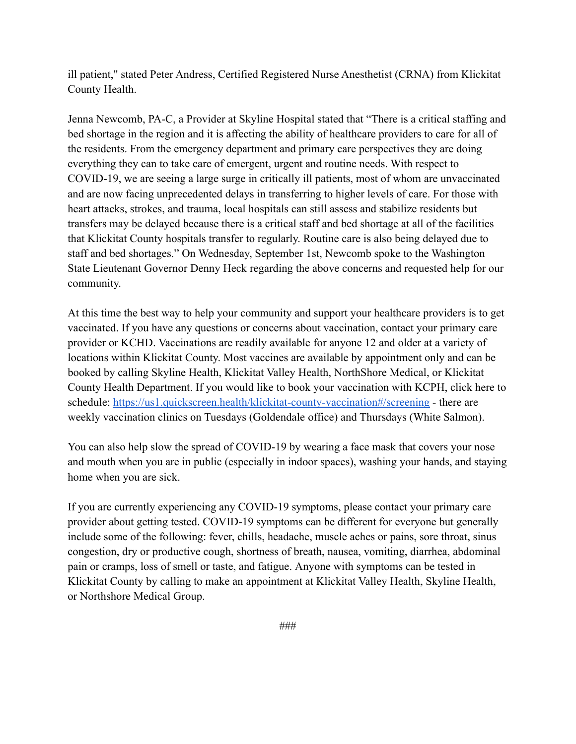ill patient," stated Peter Andress, Certified Registered Nurse Anesthetist (CRNA) from Klickitat County Health.

Jenna Newcomb, PA-C, a Provider at Skyline Hospital stated that "There is a critical staffing and bed shortage in the region and it is affecting the ability of healthcare providers to care for all of the residents. From the emergency department and primary care perspectives they are doing everything they can to take care of emergent, urgent and routine needs. With respect to COVID-19, we are seeing a large surge in critically ill patients, most of whom are unvaccinated and are now facing unprecedented delays in transferring to higher levels of care. For those with heart attacks, strokes, and trauma, local hospitals can still assess and stabilize residents but transfers may be delayed because there is a critical staff and bed shortage at all of the facilities that Klickitat County hospitals transfer to regularly. Routine care is also being delayed due to staff and bed shortages." On Wednesday, September 1st, Newcomb spoke to the Washington State Lieutenant Governor Denny Heck regarding the above concerns and requested help for our community.

At this time the best way to help your community and support your healthcare providers is to get vaccinated. If you have any questions or concerns about vaccination, contact your primary care provider or KCHD. Vaccinations are readily available for anyone 12 and older at a variety of locations within Klickitat County. Most vaccines are available by appointment only and can be booked by calling Skyline Health, Klickitat Valley Health, NorthShore Medical, or Klickitat County Health Department. If you would like to book your vaccination with KCPH, click here to schedule: [https://us1.quickscreen.health/klickitat-county-vaccination#/screening](https://us1.quickscreen.health/klickitat-county-vaccination#/screening) - there are weekly vaccination clinics on Tuesdays (Goldendale office) and Thursdays (White Salmon).

You can also help slow the spread of COVID-19 by wearing a face mask that covers your nose and mouth when you are in public (especially in indoor spaces), washing your hands, and staying home when you are sick.

If you are currently experiencing any COVID-19 symptoms, please contact your primary care provider about getting tested. COVID-19 symptoms can be different for everyone but generally include some of the following: fever, chills, headache, muscle aches or pains, sore throat, sinus congestion, dry or productive cough, shortness of breath, nausea, vomiting, diarrhea, abdominal pain or cramps, loss of smell or taste, and fatigue. Anyone with symptoms can be tested in Klickitat County by calling to make an appointment at Klickitat Valley Health, Skyline Health, or Northshore Medical Group.

###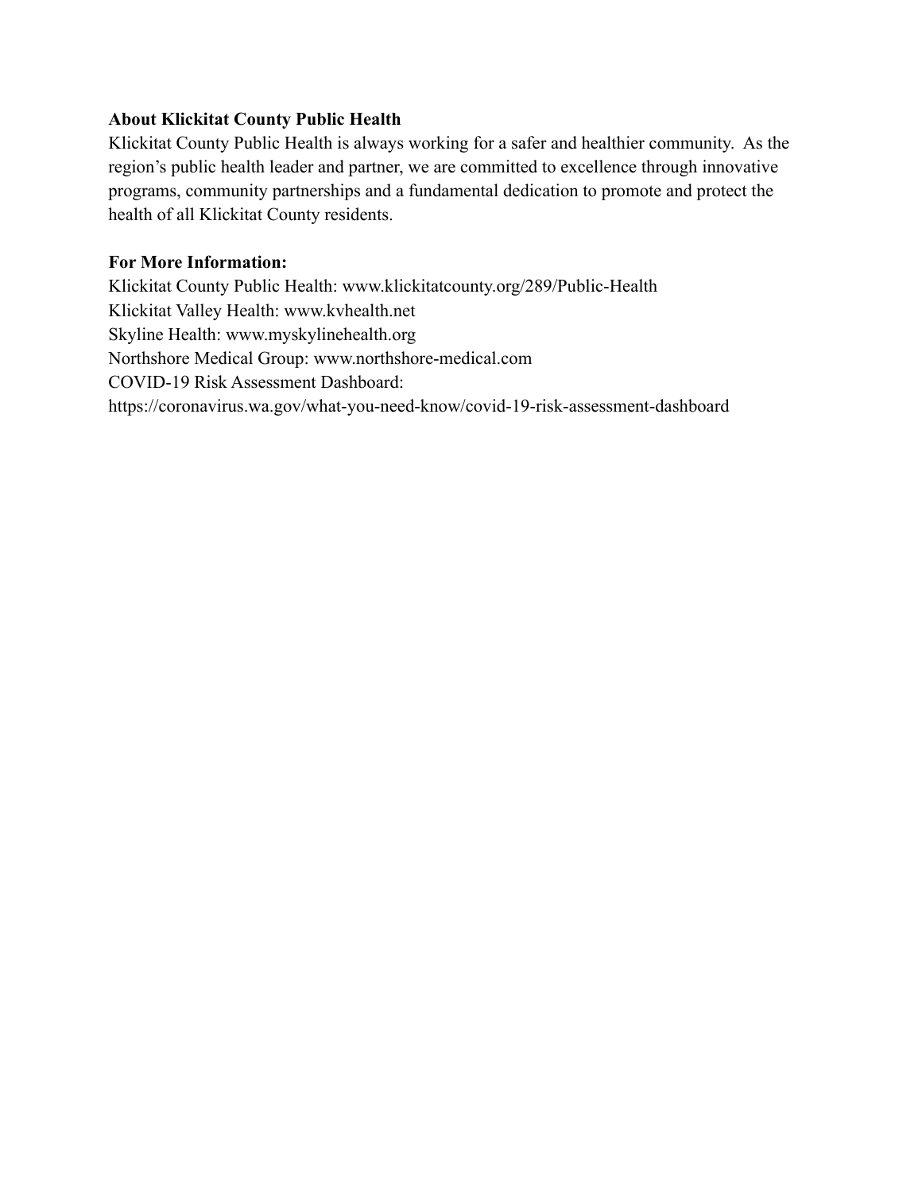**About Klickitat County Public Health**

Klickitat County Public Health is always working for a safer and healthier community. As the region's public health leader and partner, we are committed to excellence through innovative programs, community partnerships and a fundamental dedication to promote and protect the health of all Klickitat County residents.

**For More Information:**

Klickitat County Public Health: www.klickitatcounty.org/289/Public-Health
Klickitat Valley Health: www.kvhealth.net
Skyline Health: www.myskylinehealth.org
Northshore Medical Group: www.northshore-medical.com
COVID-19 Risk Assessment Dashboard:
https://coronavirus.wa.gov/what-you-need-know/covid-19-risk-assessment-dashboard